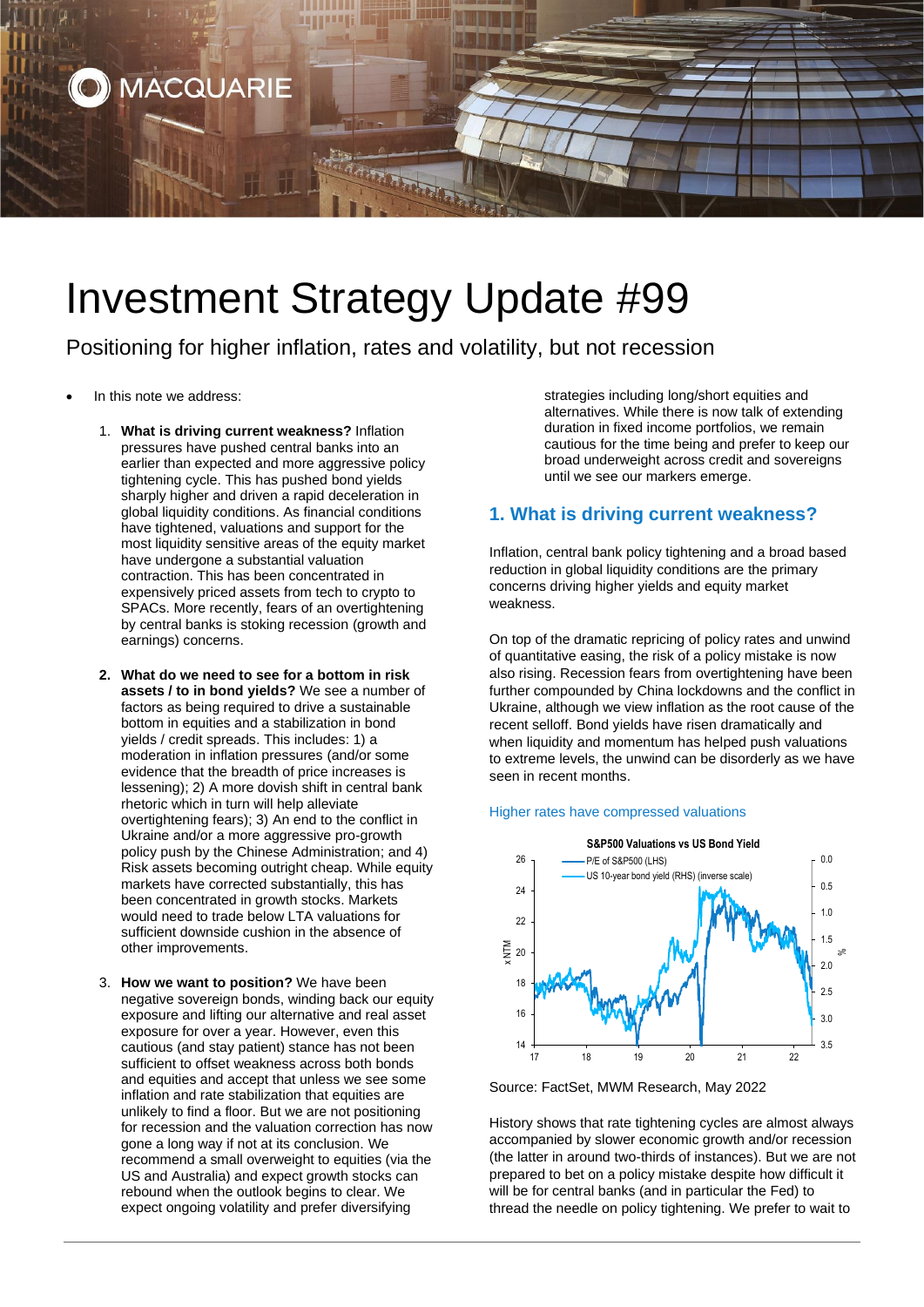# Investment Strategy Update #99

## Positioning for higher inflation, rates and volatility, but not recession

- In this note we address:

  1. **What is driving current weakness?** Inflation pressures have pushed central banks into an earlier than expected and more aggressive policy tightening cycle. This has pushed bond yields sharply higher and driven a rapid deceleration in global liquidity conditions. As financial conditions have tightened, valuations and support for the most liquidity sensitive areas of the equity market have undergone a substantial valuation contraction. This has been concentrated in expensively priced assets from tech to crypto to SPACs. More recently, fears of an overtightening by central banks is stoking recession (growth and earnings) concerns.

  2. **What do we need to see for a bottom in risk assets / to in bond yields?** We see a number of factors as being required to drive a sustainable bottom in equities and a stabilization in bond yields / credit spreads. This includes: 1) a moderation in inflation pressures (and/or some evidence that the breadth of price increases is lessening); 2) A more dovish shift in central bank rhetoric which in turn will help alleviate overtightening fears); 3) An end to the conflict in Ukraine and/or a more aggressive pro-growth policy push by the Chinese Administration; and 4) Risk assets becoming outright cheap. While equity markets have corrected substantially, this has been concentrated in growth stocks. Markets would need to trade below LTA valuations for sufficient downside cushion in the absence of other improvements.

  3. **How we want to position?** We have been negative sovereign bonds, winding back our equity exposure and lifting our alternative and real asset exposure for over a year. However, even this cautious (and stay patient) stance has not been sufficient to offset weakness across both bonds and equities and accept that unless we see some inflation and rate stabilization that equities are unlikely to find a floor. But we are not positioning for recession and the valuation correction has now gone a long way if not at its conclusion. We recommend a small overweight to equities (via the US and Australia) and expect growth stocks can rebound when the outlook begins to clear. We expect ongoing volatility and prefer diversifying strategies including long/short equities and alternatives. While there is now talk of extending duration in fixed income portfolios, we remain cautious for the time being and prefer to keep our broad underweight across credit and sovereigns until we see our markers emerge.

## 1. What is driving current weakness?

Inflation, central bank policy tightening and a broad based reduction in global liquidity conditions are the primary concerns driving higher yields and equity market weakness.

On top of the dramatic repricing of policy rates and unwind of quantitative easing, the risk of a policy mistake is now also rising. Recession fears from overtightening have been further compounded by China lockdowns and the conflict in Ukraine, although we view inflation as the root cause of the recent selloff. Bond yields have risen dramatically and when liquidity and momentum has helped push valuations to extreme levels, the unwind can be disorderly as we have seen in recent months.

Higher rates have compressed valuations

Source: FactSet, MWM Research, May 2022

History shows that rate tightening cycles are almost always accompanied by slower economic growth and/or recession (the latter in around two-thirds of instances). But we are not prepared to bet on a policy mistake despite how difficult it will be for central banks (and in particular the Fed) to thread the needle on policy tightening. We prefer to wait to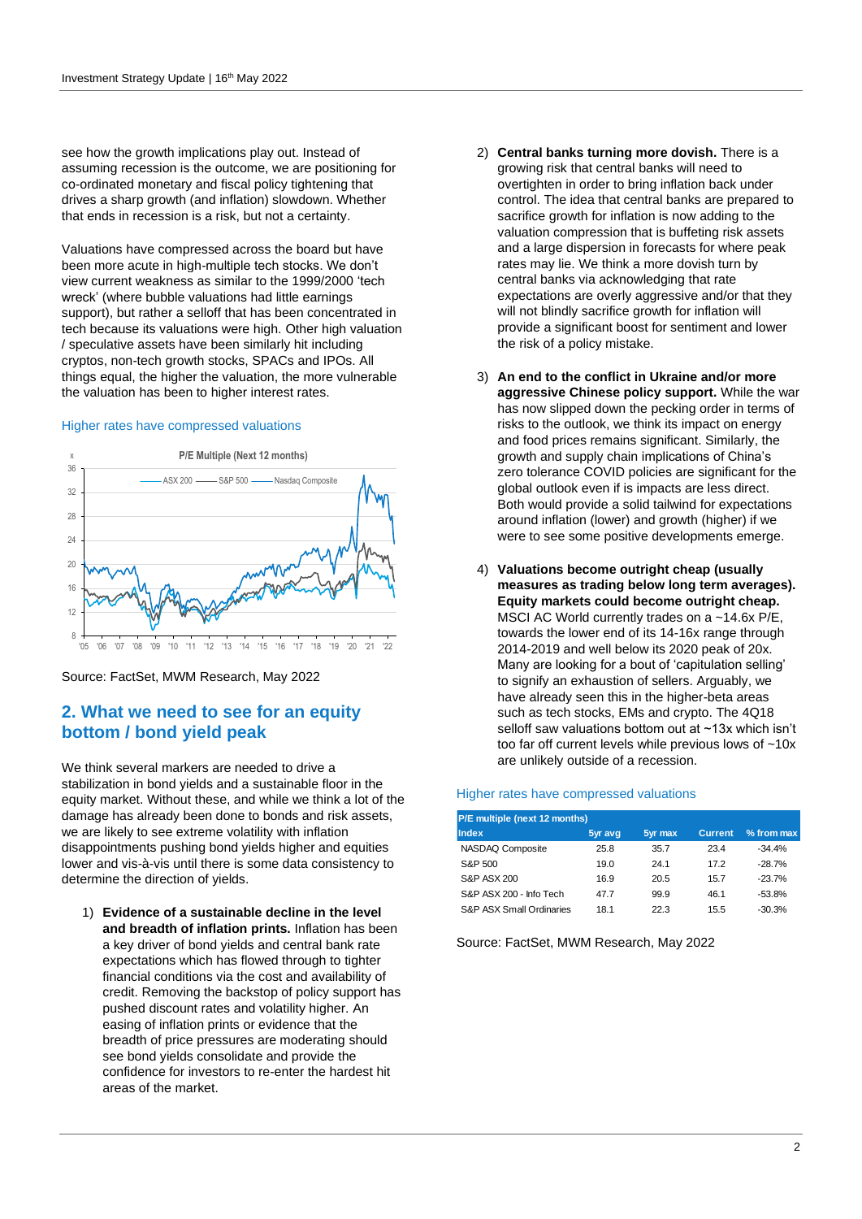see how the growth implications play out. Instead of assuming recession is the outcome, we are positioning for co-ordinated monetary and fiscal policy tightening that drives a sharp growth (and inflation) slowdown. Whether that ends in recession is a risk, but not a certainty.

Valuations have compressed across the board but have been more acute in high-multiple tech stocks. We don't view current weakness as similar to the 1999/2000 'tech wreck' (where bubble valuations had little earnings support), but rather a selloff that has been concentrated in tech because its valuations were high. Other high valuation / speculative assets have been similarly hit including cryptos, non-tech growth stocks, SPACs and IPOs. All things equal, the higher the valuation, the more vulnerable the valuation has been to higher interest rates.

Higher rates have compressed valuations

Source: FactSet, MWM Research, May 2022

## 2. What we need to see for an equity bottom / bond yield peak

We think several markers are needed to drive a stabilization in bond yields and a sustainable floor in the equity market. Without these, and while we think a lot of the damage has already been done to bonds and risk assets, we are likely to see extreme volatility with inflation disappointments pushing bond yields higher and equities lower and vis-à-vis until there is some data consistency to determine the direction of yields.

1) **Evidence of a sustainable decline in the level and breadth of inflation prints.** Inflation has been a key driver of bond yields and central bank rate expectations which has flowed through to tighter financial conditions via the cost and availability of credit. Removing the backstop of policy support has pushed discount rates and volatility higher. An easing of inflation prints or evidence that the breadth of price pressures are moderating should see bond yields consolidate and provide the confidence for investors to re-enter the hardest hit areas of the market.

2) **Central banks turning more dovish.** There is a growing risk that central banks will need to overtighten in order to bring inflation back under control. The idea that central banks are prepared to sacrifice growth for inflation is now adding to the valuation compression that is buffeting risk assets and a large dispersion in forecasts for where peak rates may lie. We think a more dovish turn by central banks via acknowledging that rate expectations are overly aggressive and/or that they will not blindly sacrifice growth for inflation will provide a significant boost for sentiment and lower the risk of a policy mistake.

3) **An end to the conflict in Ukraine and/or more aggressive Chinese policy support.** While the war has now slipped down the pecking order in terms of risks to the outlook, we think its impact on energy and food prices remains significant. Similarly, the growth and supply chain implications of China's zero tolerance COVID policies are significant for the global outlook even if is impacts are less direct. Both would provide a solid tailwind for expectations around inflation (lower) and growth (higher) if we were to see some positive developments emerge.

4) **Valuations become outright cheap (usually measures as trading below long term averages). Equity markets could become outright cheap.** MSCI AC World currently trades on a ~14.6x P/E, towards the lower end of its 14-16x range through 2014-2019 and well below its 2020 peak of 20x. Many are looking for a bout of 'capitulation selling' to signify an exhaustion of sellers. Arguably, we have already seen this in the higher-beta areas such as tech stocks, EMs and crypto. The 4Q18 selloff saw valuations bottom out at ~13x which isn't too far off current levels while previous lows of ~10x are unlikely outside of a recession.

Higher rates have compressed valuations

| P/E multiple (next 12 months) Index | 5yr avg | 5yr max | Current | % from max |
|---|---|---|---|---|
| NASDAQ Composite | 25.8 | 35.7 | 23.4 | -34.4% |
| S&P 500 | 19.0 | 24.1 | 17.2 | -28.7% |
| S&P ASX 200 | 16.9 | 20.5 | 15.7 | -23.7% |
| S&P ASX 200 - Info Tech | 47.7 | 99.9 | 46.1 | -53.8% |
| S&P ASX Small Ordinaries | 18.1 | 22.3 | 15.5 | -30.3% |

Source: FactSet, MWM Research, May 2022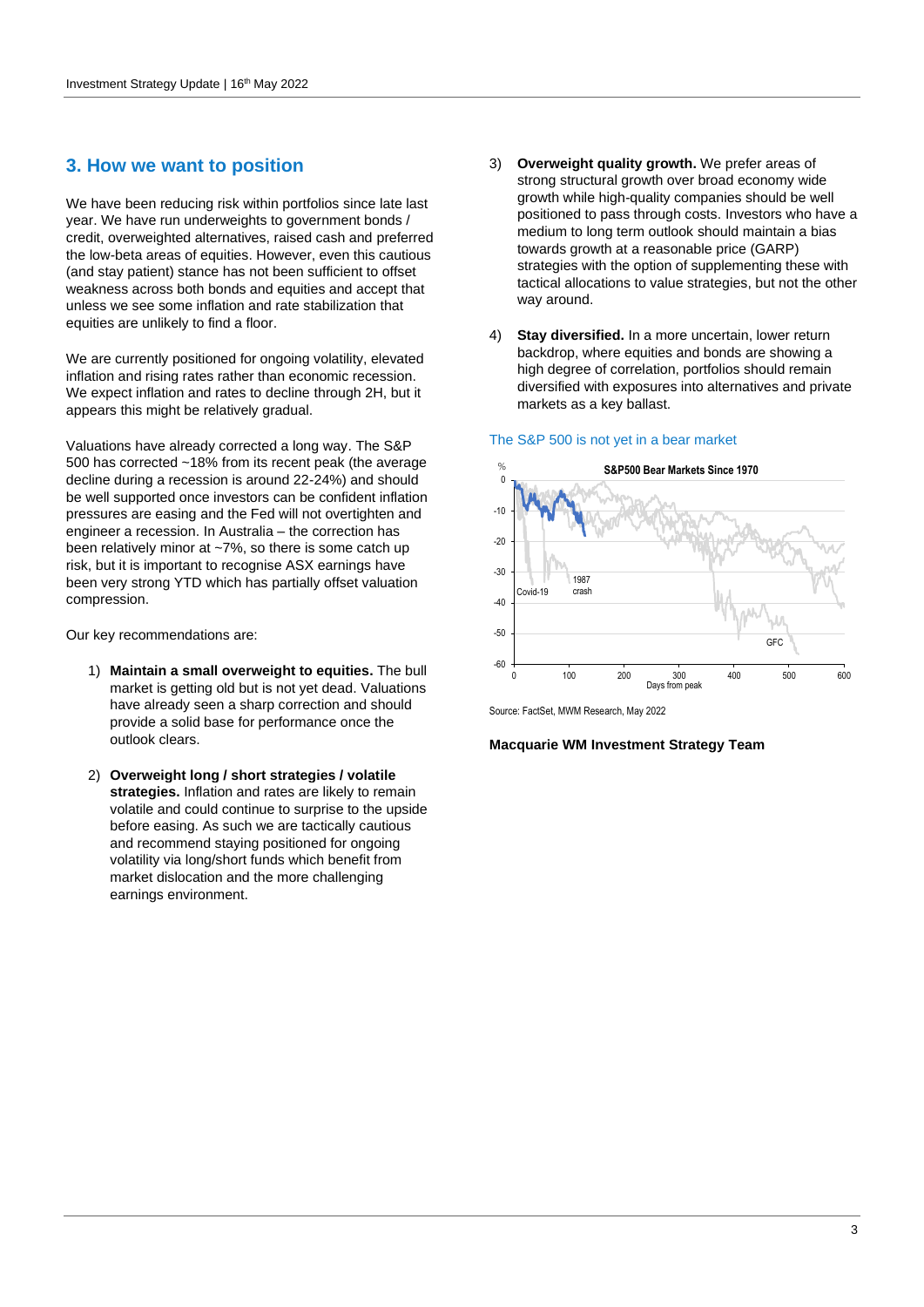## 3. How we want to position

We have been reducing risk within portfolios since late last year. We have run underweights to government bonds / credit, overweighted alternatives, raised cash and preferred the low-beta areas of equities. However, even this cautious (and stay patient) stance has not been sufficient to offset weakness across both bonds and equities and accept that unless we see some inflation and rate stabilization that equities are unlikely to find a floor.

We are currently positioned for ongoing volatility, elevated inflation and rising rates rather than economic recession. We expect inflation and rates to decline through 2H, but it appears this might be relatively gradual.

Valuations have already corrected a long way. The S&P 500 has corrected ~18% from its recent peak (the average decline during a recession is around 22-24%) and should be well supported once investors can be confident inflation pressures are easing and the Fed will not overtighten and engineer a recession. In Australia – the correction has been relatively minor at ~7%, so there is some catch up risk, but it is important to recognise ASX earnings have been very strong YTD which has partially offset valuation compression.

Our key recommendations are:

1) **Maintain a small overweight to equities.** The bull market is getting old but is not yet dead. Valuations have already seen a sharp correction and should provide a solid base for performance once the outlook clears.

2) **Overweight long / short strategies / volatile strategies.** Inflation and rates are likely to remain volatile and could continue to surprise to the upside before easing. As such we are tactically cautious and recommend staying positioned for ongoing volatility via long/short funds which benefit from market dislocation and the more challenging earnings environment.

3) **Overweight quality growth.** We prefer areas of strong structural growth over broad economy wide growth while high-quality companies should be well positioned to pass through costs. Investors who have a medium to long term outlook should maintain a bias towards growth at a reasonable price (GARP) strategies with the option of supplementing these with tactical allocations to value strategies, but not the other way around.

4) **Stay diversified.** In a more uncertain, lower return backdrop, where equities and bonds are showing a high degree of correlation, portfolios should remain diversified with exposures into alternatives and private markets as a key ballast.

The S&P 500 is not yet in a bear market

Source: FactSet, MWM Research, May 2022

**Macquarie WM Investment Strategy Team**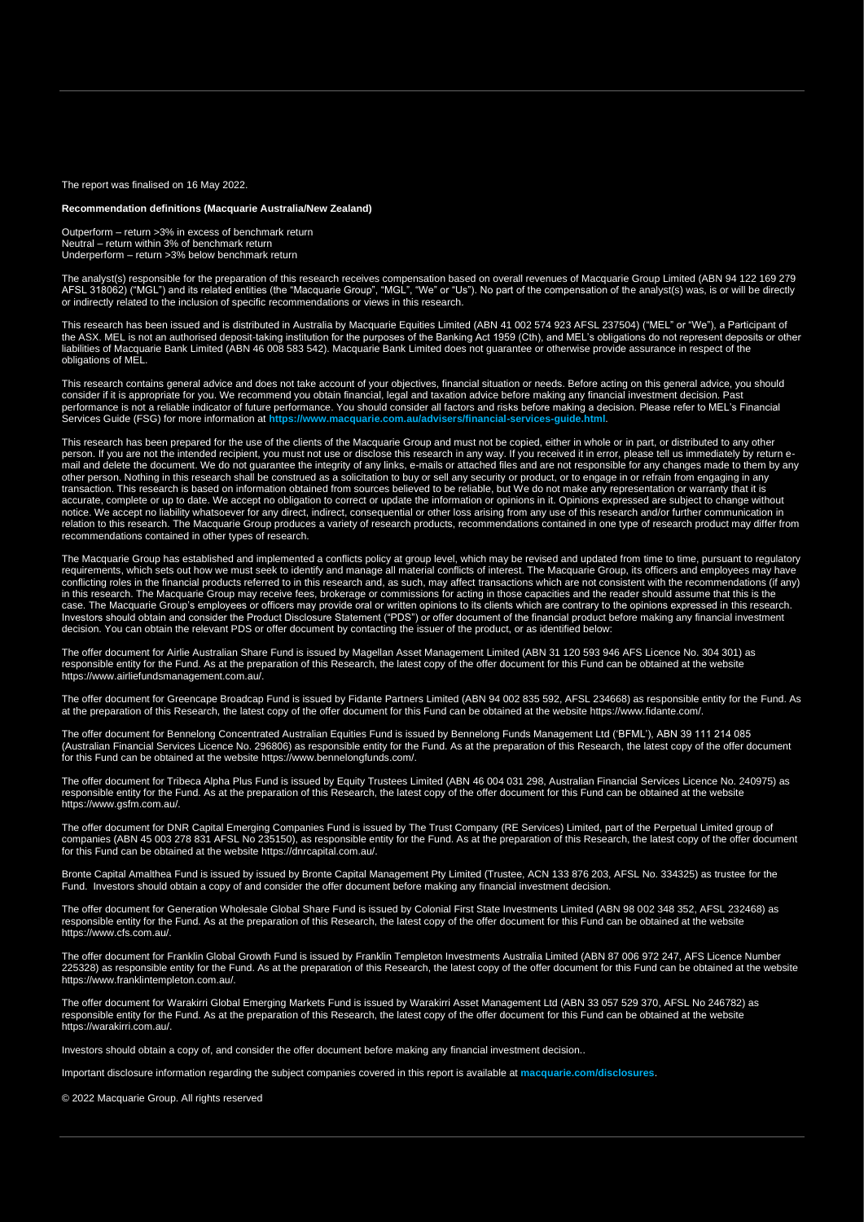The report was finalised on 16 May 2022.

**Recommendation definitions (Macquarie Australia/New Zealand)**

Outperform – return >3% in excess of benchmark return
Neutral – return within 3% of benchmark return
Underperform – return >3% below benchmark return

The analyst(s) responsible for the preparation of this research receives compensation based on overall revenues of Macquarie Group Limited (ABN 94 122 169 279 AFSL 318062) ("MGL") and its related entities (the "Macquarie Group", "MGL", "We" or "Us"). No part of the compensation of the analyst(s) was, is or will be directly or indirectly related to the inclusion of specific recommendations or views in this research.

This research has been issued and is distributed in Australia by Macquarie Equities Limited (ABN 41 002 574 923 AFSL 237504) ("MEL" or "We"), a Participant of the ASX. MEL is not an authorised deposit-taking institution for the purposes of the Banking Act 1959 (Cth), and MEL's obligations do not represent deposits or other liabilities of Macquarie Bank Limited (ABN 46 008 583 542). Macquarie Bank Limited does not guarantee or otherwise provide assurance in respect of the obligations of MEL.

This research contains general advice and does not take account of your objectives, financial situation or needs. Before acting on this general advice, you should consider if it is appropriate for you. We recommend you obtain financial, legal and taxation advice before making any financial investment decision. Past performance is not a reliable indicator of future performance. You should consider all factors and risks before making a decision. Please refer to MEL's Financial Services Guide (FSG) for more information at **https://www.macquarie.com.au/advisers/financial-services-guide.html**.

This research has been prepared for the use of the clients of the Macquarie Group and must not be copied, either in whole or in part, or distributed to any other person. If you are not the intended recipient, you must not use or disclose this research in any way. If you received it in error, please tell us immediately by return e-mail and delete the document. We do not guarantee the integrity of any links, e-mails or attached files and are not responsible for any changes made to them by any other person. Nothing in this research shall be construed as a solicitation to buy or sell any security or product, or to engage in or refrain from engaging in any transaction. This research is based on information obtained from sources believed to be reliable, but We do not make any representation or warranty that it is accurate, complete or up to date. We accept no obligation to correct or update the information or opinions in it. Opinions expressed are subject to change without notice. We accept no liability whatsoever for any direct, indirect, consequential or other loss arising from any use of this research and/or further communication in relation to this research. The Macquarie Group produces a variety of research products, recommendations contained in one type of research product may differ from recommendations contained in other types of research.

The Macquarie Group has established and implemented a conflicts policy at group level, which may be revised and updated from time to time, pursuant to regulatory requirements, which sets out how we must seek to identify and manage all material conflicts of interest. The Macquarie Group, its officers and employees may have conflicting roles in the financial products referred to in this research and, as such, may affect transactions which are not consistent with the recommendations (if any) in this research. The Macquarie Group may receive fees, brokerage or commissions for acting in those capacities and the reader should assume that this is the case. The Macquarie Group's employees or officers may provide oral or written opinions to its clients which are contrary to the opinions expressed in this research. Investors should obtain and consider the Product Disclosure Statement ("PDS") or offer document of the financial product before making any financial investment decision. You can obtain the relevant PDS or offer document by contacting the issuer of the product, or as identified below:

The offer document for Airlie Australian Share Fund is issued by Magellan Asset Management Limited (ABN 31 120 593 946 AFS Licence No. 304 301) as responsible entity for the Fund. As at the preparation of this Research, the latest copy of the offer document for this Fund can be obtained at the website https://www.airliefundsmanagement.com.au/.

The offer document for Greencape Broadcap Fund is issued by Fidante Partners Limited (ABN 94 002 835 592, AFSL 234668) as responsible entity for the Fund. As at the preparation of this Research, the latest copy of the offer document for this Fund can be obtained at the website https://www.fidante.com/.

The offer document for Bennelong Concentrated Australian Equities Fund is issued by Bennelong Funds Management Ltd ('BFML'), ABN 39 111 214 085 (Australian Financial Services Licence No. 296806) as responsible entity for the Fund. As at the preparation of this Research, the latest copy of the offer document for this Fund can be obtained at the website https://www.bennelongfunds.com/.

The offer document for Tribeca Alpha Plus Fund is issued by Equity Trustees Limited (ABN 46 004 031 298, Australian Financial Services Licence No. 240975) as responsible entity for the Fund. As at the preparation of this Research, the latest copy of the offer document for this Fund can be obtained at the website https://www.gsfm.com.au/.

The offer document for DNR Capital Emerging Companies Fund is issued by The Trust Company (RE Services) Limited, part of the Perpetual Limited group of companies (ABN 45 003 278 831 AFSL No 235150), as responsible entity for the Fund. As at the preparation of this Research, the latest copy of the offer document for this Fund can be obtained at the website https://dnrcapital.com.au/.

Bronte Capital Amalthea Fund is issued by issued by Bronte Capital Management Pty Limited (Trustee, ACN 133 876 203, AFSL No. 334325) as trustee for the Fund. Investors should obtain a copy of and consider the offer document before making any financial investment decision.

The offer document for Generation Wholesale Global Share Fund is issued by Colonial First State Investments Limited (ABN 98 002 348 352, AFSL 232468) as responsible entity for the Fund. As at the preparation of this Research, the latest copy of the offer document for this Fund can be obtained at the website https://www.cfs.com.au/.

The offer document for Franklin Global Growth Fund is issued by Franklin Templeton Investments Australia Limited (ABN 87 006 972 247, AFS Licence Number 225328) as responsible entity for the Fund. As at the preparation of this Research, the latest copy of the offer document for this Fund can be obtained at the website https://www.franklintempleton.com.au/.

The offer document for Warakirri Global Emerging Markets Fund is issued by Warakirri Asset Management Ltd (ABN 33 057 529 370, AFSL No 246782) as responsible entity for the Fund. As at the preparation of this Research, the latest copy of the offer document for this Fund can be obtained at the website https://warakirri.com.au/.

Investors should obtain a copy of, and consider the offer document before making any financial investment decision..

Important disclosure information regarding the subject companies covered in this report is available at **macquarie.com/disclosures**.

© 2022 Macquarie Group. All rights reserved